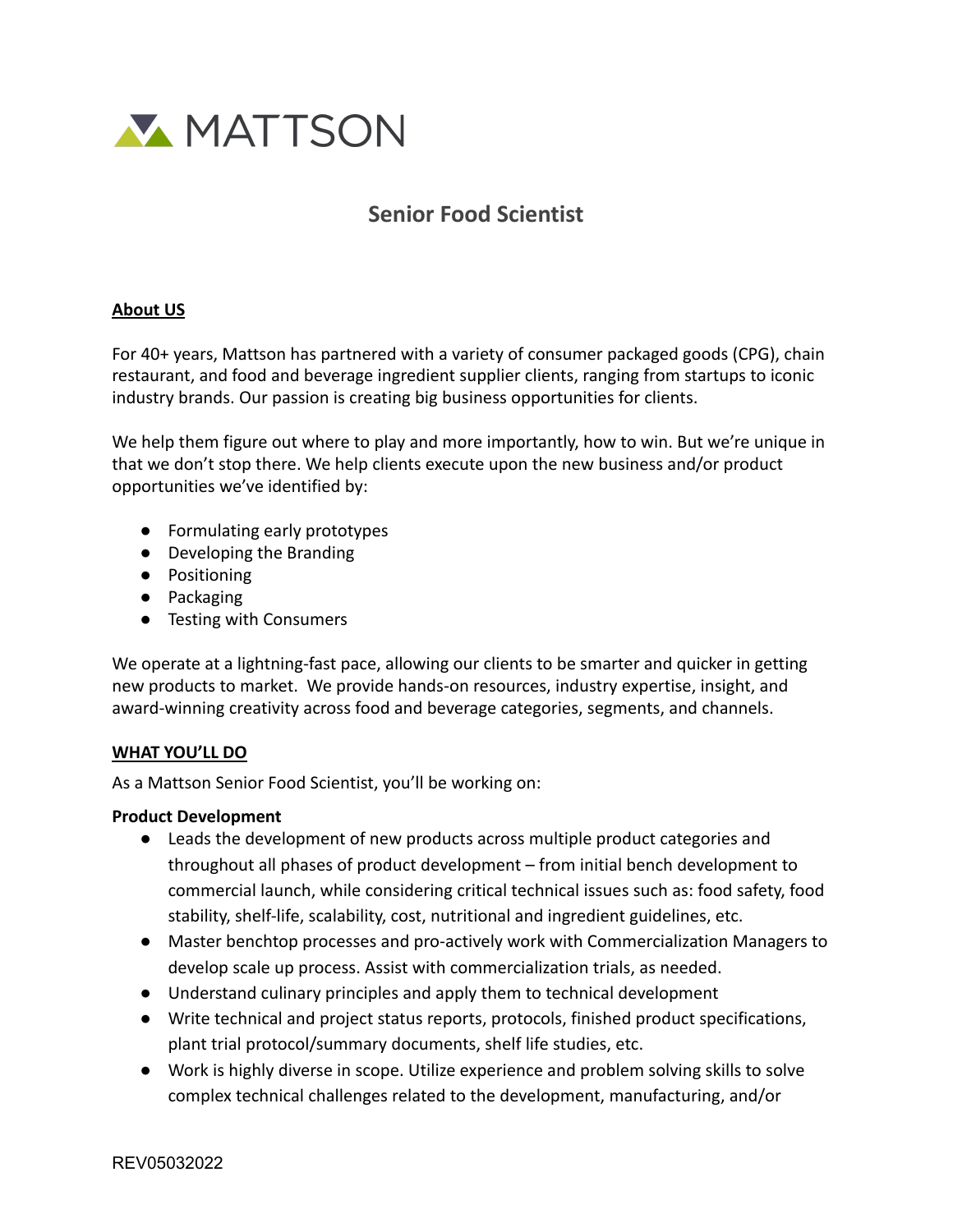MATTSON

# Senior Food Scientist

## About US

For 40+ years, Mattson has partnered with a variety of consumer packaged goods (CPG), chain restaurant, and food and beverage ingredient supplier clients, ranging from startups to iconic industry brands. Our passion is creating big business opportunities for clients.

We help them figure out where to play and more importantly, how to win. But we're unique in that we don't stop there. We help clients execute upon the new business and/or product opportunities we've identified by:

- Formulating early prototypes
- Developing the Branding
- Positioning
- Packaging
- Testing with Consumers

We operate at a lightning-fast pace, allowing our clients to be smarter and quicker in getting new products to market. We provide hands-on resources, industry expertise, insight, and award-winning creativity across food and beverage categories, segments, and channels.

## WHAT YOU'LL DO

As a Mattson Senior Food Scientist, you'll be working on:

**Product Development**

- Leads the development of new products across multiple product categories and throughout all phases of product development – from initial bench development to commercial launch, while considering critical technical issues such as: food safety, food stability, shelf-life, scalability, cost, nutritional and ingredient guidelines, etc.
- Master benchtop processes and pro-actively work with Commercialization Managers to develop scale up process. Assist with commercialization trials, as needed.
- Understand culinary principles and apply them to technical development
- Write technical and project status reports, protocols, finished product specifications, plant trial protocol/summary documents, shelf life studies, etc.
- Work is highly diverse in scope. Utilize experience and problem solving skills to solve complex technical challenges related to the development, manufacturing, and/or

REV05032022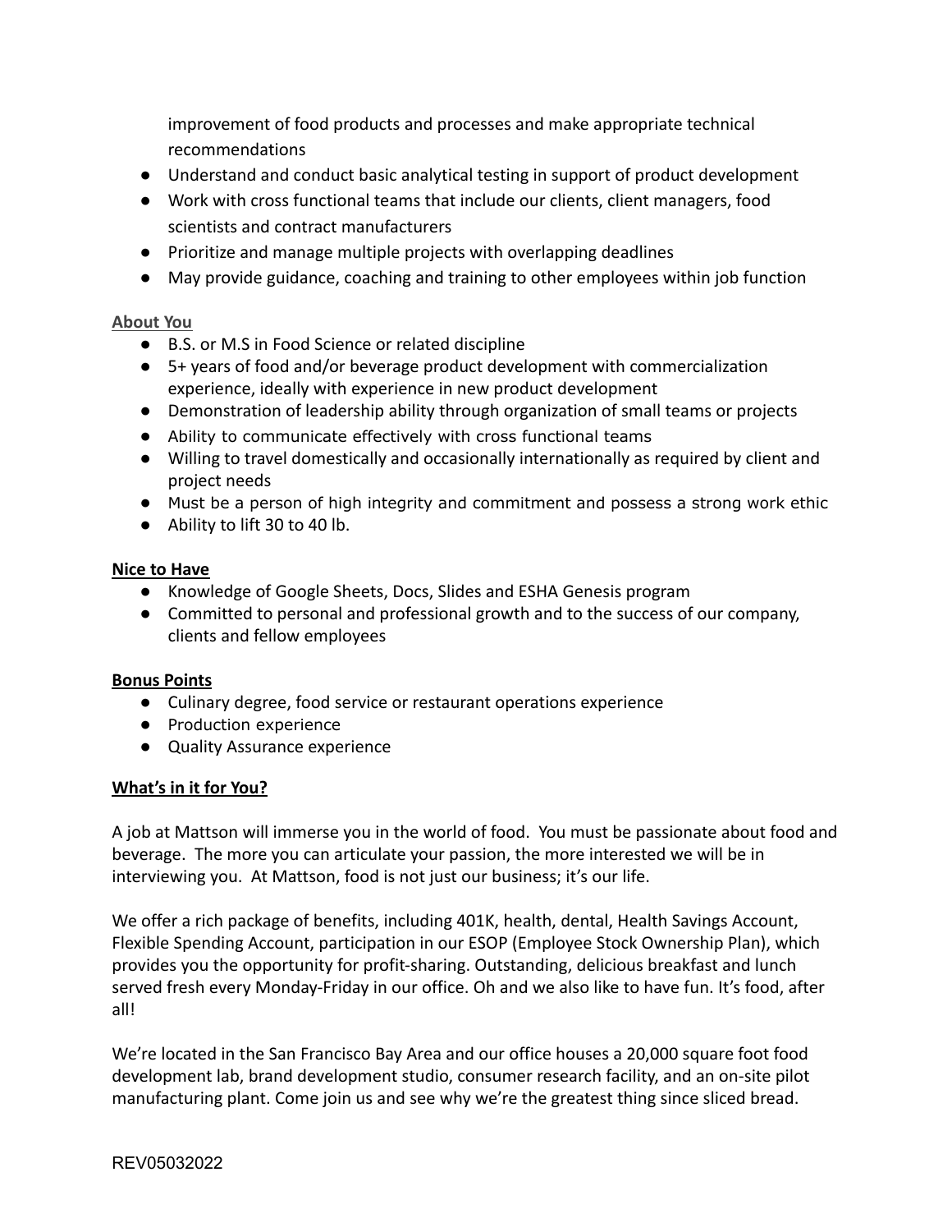improvement of food products and processes and make appropriate technical recommendations

- Understand and conduct basic analytical testing in support of product development
- Work with cross functional teams that include our clients, client managers, food scientists and contract manufacturers
- Prioritize and manage multiple projects with overlapping deadlines
- May provide guidance, coaching and training to other employees within job function

**About You**

- B.S. or M.S in Food Science or related discipline
- 5+ years of food and/or beverage product development with commercialization experience, ideally with experience in new product development
- Demonstration of leadership ability through organization of small teams or projects
- Ability to communicate effectively with cross functional teams
- Willing to travel domestically and occasionally internationally as required by client and project needs
- Must be a person of high integrity and commitment and possess a strong work ethic
- Ability to lift 30 to 40 lb.

**Nice to Have**

- Knowledge of Google Sheets, Docs, Slides and ESHA Genesis program
- Committed to personal and professional growth and to the success of our company, clients and fellow employees

**Bonus Points**

- Culinary degree, food service or restaurant operations experience
- Production experience
- Quality Assurance experience

**What's in it for You?**

A job at Mattson will immerse you in the world of food. You must be passionate about food and beverage. The more you can articulate your passion, the more interested we will be in interviewing you. At Mattson, food is not just our business; it's our life.

We offer a rich package of benefits, including 401K, health, dental, Health Savings Account, Flexible Spending Account, participation in our ESOP (Employee Stock Ownership Plan), which provides you the opportunity for profit-sharing. Outstanding, delicious breakfast and lunch served fresh every Monday-Friday in our office. Oh and we also like to have fun. It's food, after all!

We're located in the San Francisco Bay Area and our office houses a 20,000 square foot food development lab, brand development studio, consumer research facility, and an on-site pilot manufacturing plant. Come join us and see why we're the greatest thing since sliced bread.

REV05032022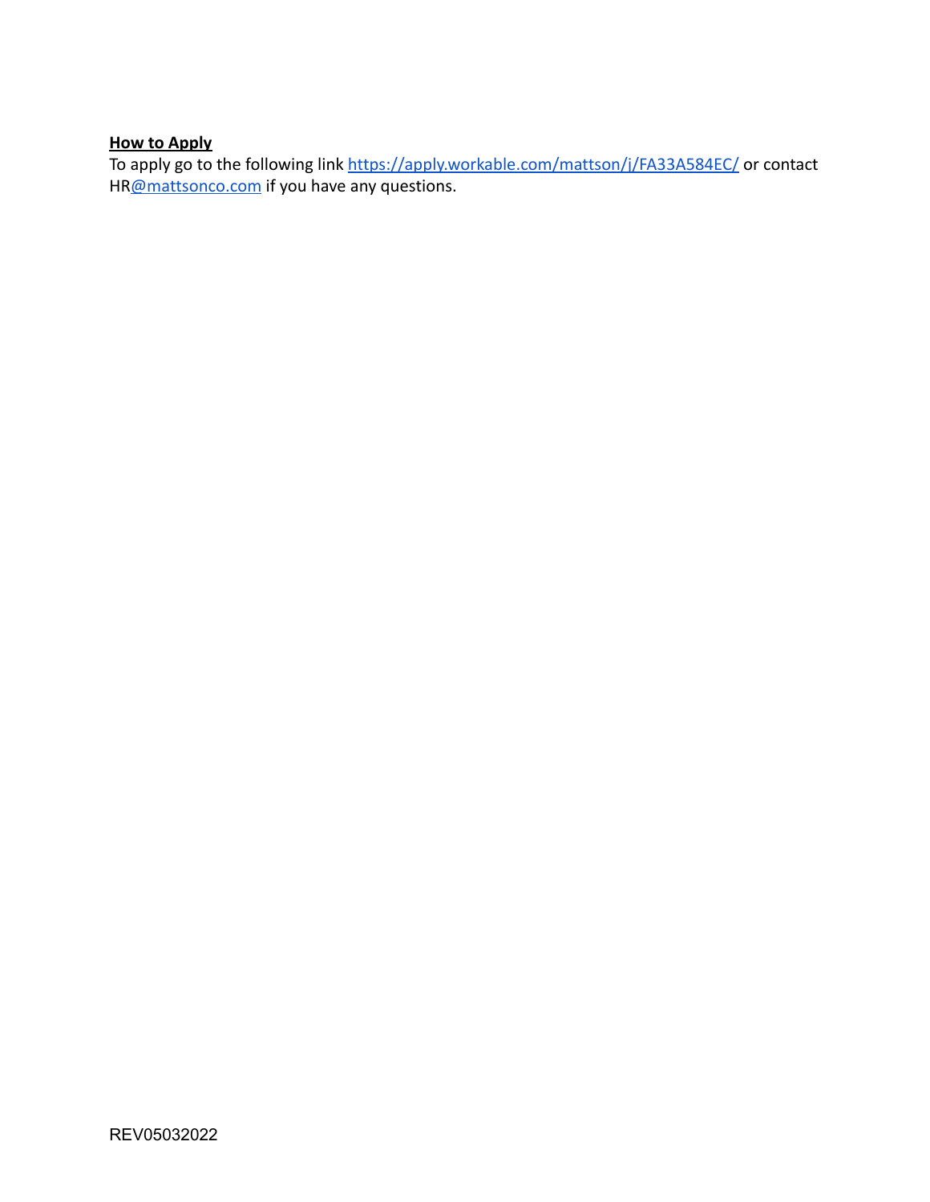**How to Apply**

To apply go to the following link https://apply.workable.com/mattson/j/FA33A584EC/ or contact HR@mattsonco.com if you have any questions.

REV05032022